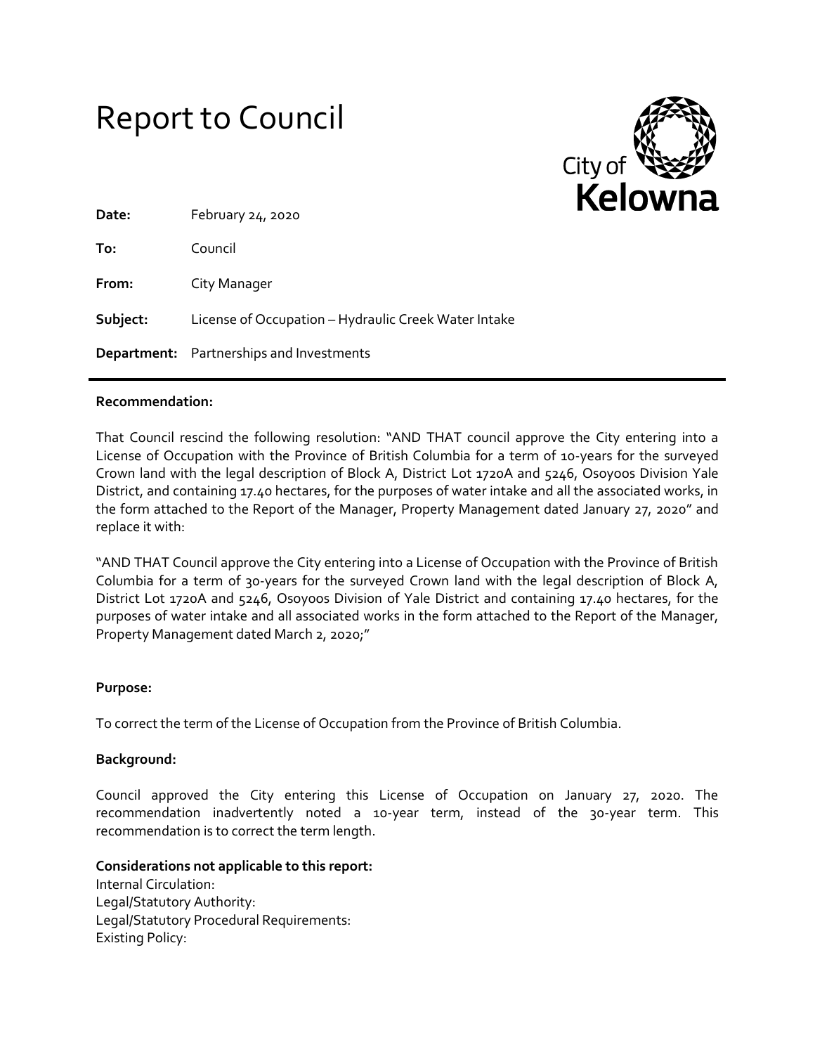# Report to Council

City of **Kelowna**

**Date:** February 24, 2020

**To:** Council

**From:** City Manager

**Subject:** License of Occupation – Hydraulic Creek Water Intake

**Department:** Partnerships and Investments

---

**Recommendation:**

That Council rescind the following resolution: "AND THAT council approve the City entering into a License of Occupation with the Province of British Columbia for a term of 10-years for the surveyed Crown land with the legal description of Block A, District Lot 1720A and 5246, Osoyoos Division Yale District, and containing 17.40 hectares, for the purposes of water intake and all the associated works, in the form attached to the Report of the Manager, Property Management dated January 27, 2020" and replace it with:

"AND THAT Council approve the City entering into a License of Occupation with the Province of British Columbia for a term of 30-years for the surveyed Crown land with the legal description of Block A, District Lot 1720A and 5246, Osoyoos Division of Yale District and containing 17.40 hectares, for the purposes of water intake and all associated works in the form attached to the Report of the Manager, Property Management dated March 2, 2020;"

**Purpose:**

To correct the term of the License of Occupation from the Province of British Columbia.

**Background:**

Council approved the City entering this License of Occupation on January 27, 2020. The recommendation inadvertently noted a 10-year term, instead of the 30-year term. This recommendation is to correct the term length.

**Considerations not applicable to this report:**
Internal Circulation:
Legal/Statutory Authority:
Legal/Statutory Procedural Requirements:
Existing Policy: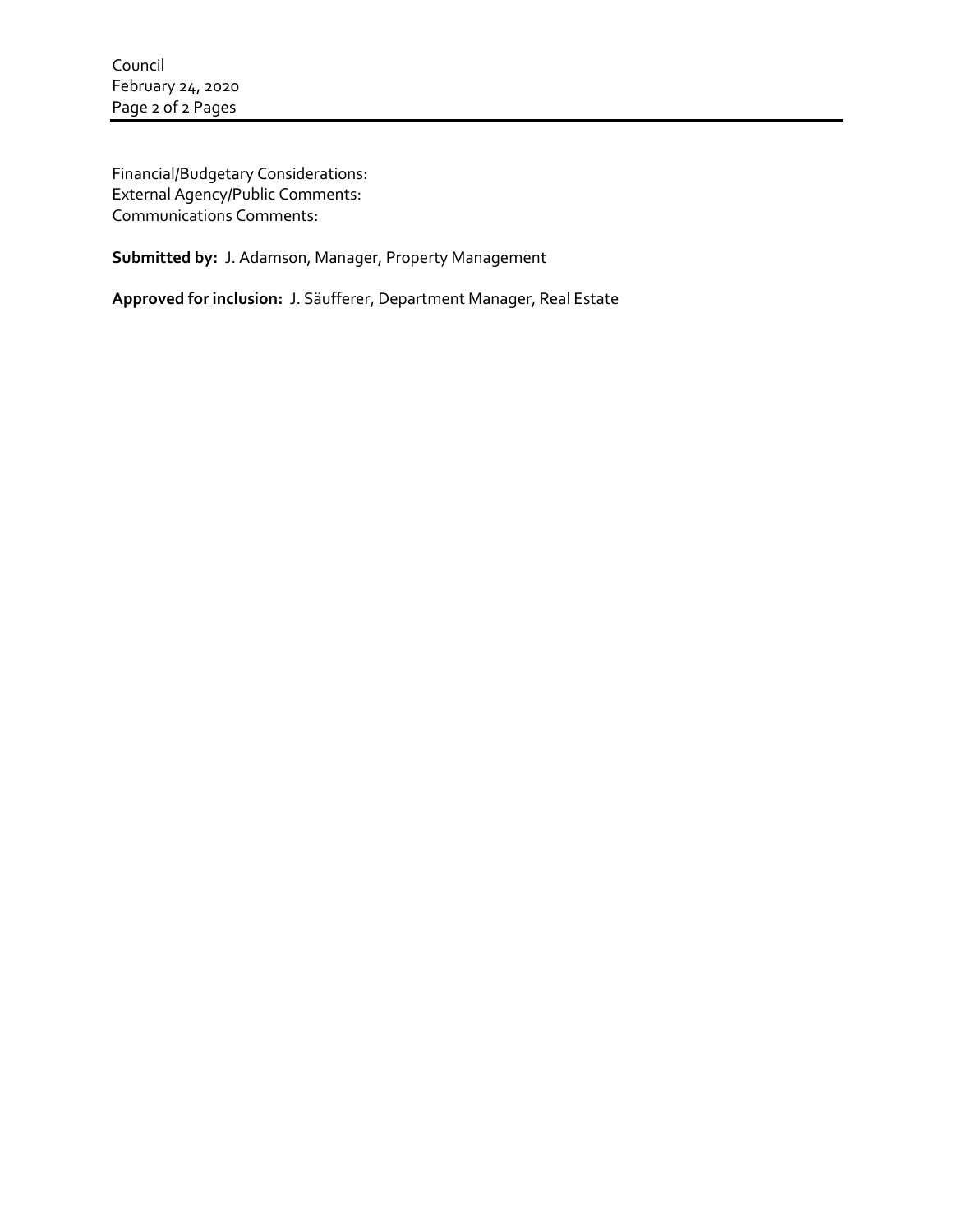Financial/Budgetary Considerations:
External Agency/Public Comments:
Communications Comments:

**Submitted by:** J. Adamson, Manager, Property Management

**Approved for inclusion:** J. Säufferer, Department Manager, Real Estate